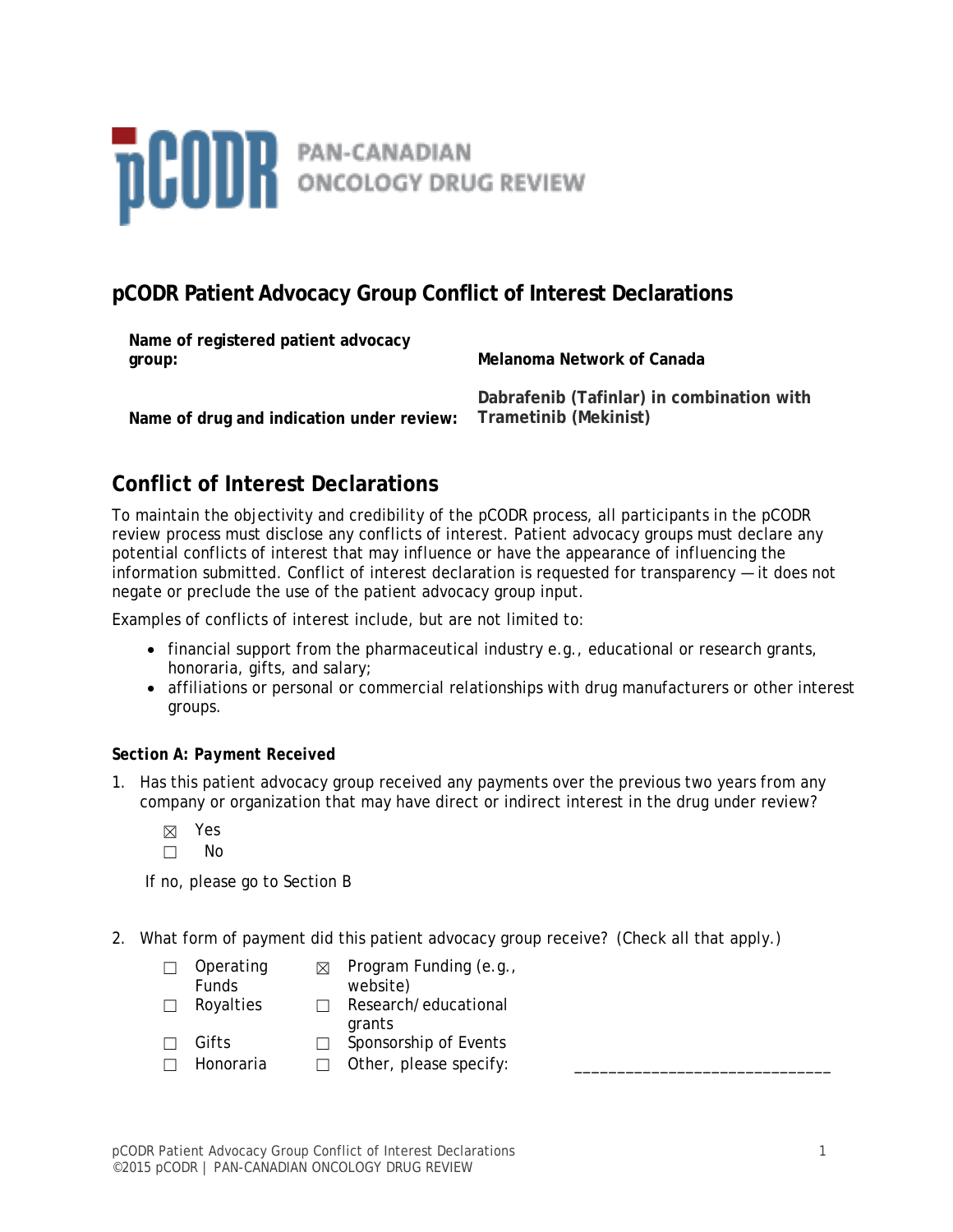# pCODR Patient Advocacy Group Conflict of Interest Declarations

| | |
|---|---|
| **Name of registered patient advocacy group:** | **Melanoma Network of Canada** |
| **Name of drug and indication under review:** | **Dabrafenib (Tafinlar) in combination with Trametinib (Mekinist)** |

## Conflict of Interest Declarations

To maintain the objectivity and credibility of the pCODR process, all participants in the pCODR review process must disclose any conflicts of interest. Patient advocacy groups must declare any potential conflicts of interest that may influence or have the appearance of influencing the information submitted. Conflict of interest declaration is requested for transparency — it does not negate or preclude the use of the patient advocacy group input.

Examples of conflicts of interest include, but are not limited to:

- financial support from the pharmaceutical industry e.g., educational or research grants, honoraria, gifts, and salary;
- affiliations or personal or commercial relationships with drug manufacturers or other interest groups.

***Section A: Payment Received***

1. Has this patient advocacy group received any payments over the previous two years from any company or organization that may have direct or indirect interest in the drug under review?

   ☒ Yes
   ☐ No

   If no, please go to Section B

2. What form of payment did this patient advocacy group receive? (Check all that apply.)

   | | |
   |---|---|
   | ☐ Operating Funds | ☒ Program Funding (e.g., website) |
   | ☐ Royalties | ☐ Research/educational grants |
   | ☐ Gifts | ☐ Sponsorship of Events |
   | ☐ Honoraria | ☐ Other, please specify: ____________________________ |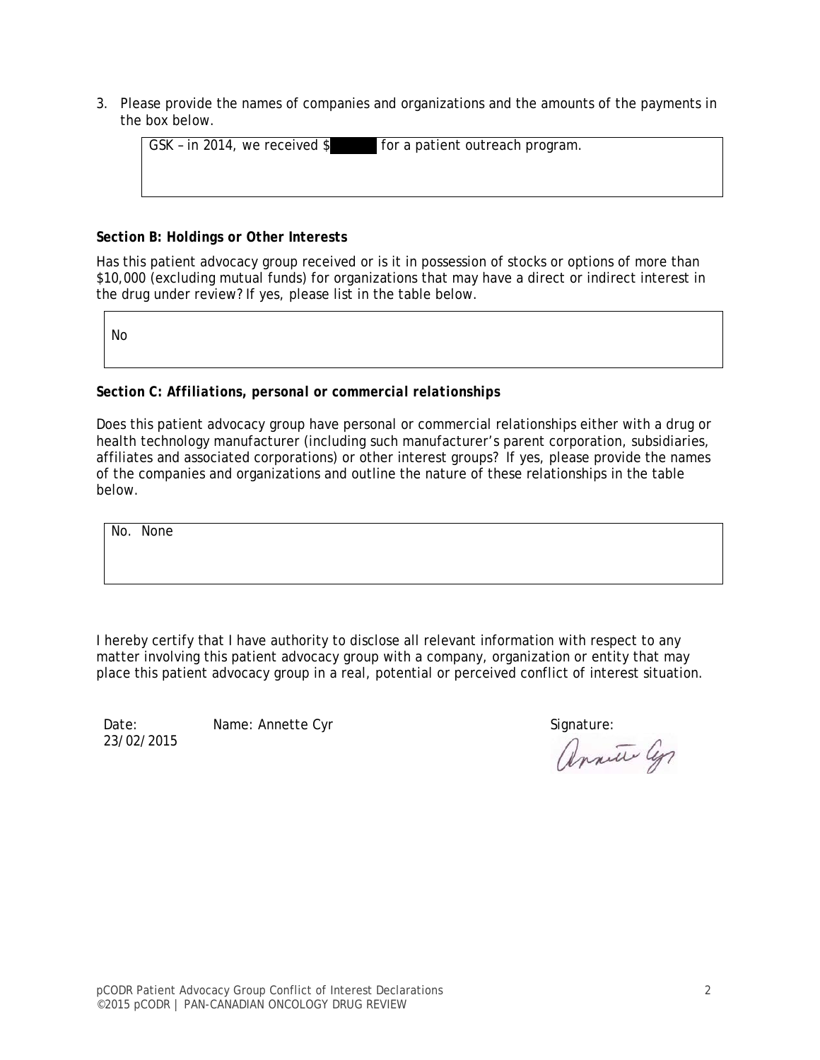3. Please provide the names of companies and organizations and the amounts of the payments in the box below.

| |
|---|
| GSK – in 2014, we received $ for a patient outreach program. |

**Section B: Holdings or Other Interests**

Has this patient advocacy group received or is it in possession of stocks or options of more than $10,000 (excluding mutual funds) for organizations that may have a direct or indirect interest in the drug under review? If yes, please list in the table below.

| |
|---|
| No |

***Section C: Affiliations, personal or commercial relationships***

Does this patient advocacy group have personal or commercial relationships either with a drug or health technology manufacturer (including such manufacturer's parent corporation, subsidiaries, affiliates and associated corporations) or other interest groups? If yes, please provide the names of the companies and organizations and outline the nature of these relationships in the table below.

| |
|---|
| No. None |

I hereby certify that I have authority to disclose all relevant information with respect to any matter involving this patient advocacy group with a company, organization or entity that may place this patient advocacy group in a real, potential or perceived conflict of interest situation.

| | | |
|---|---|---|
| Date: 23/02/2015 | Name: Annette Cyr | Signature: |